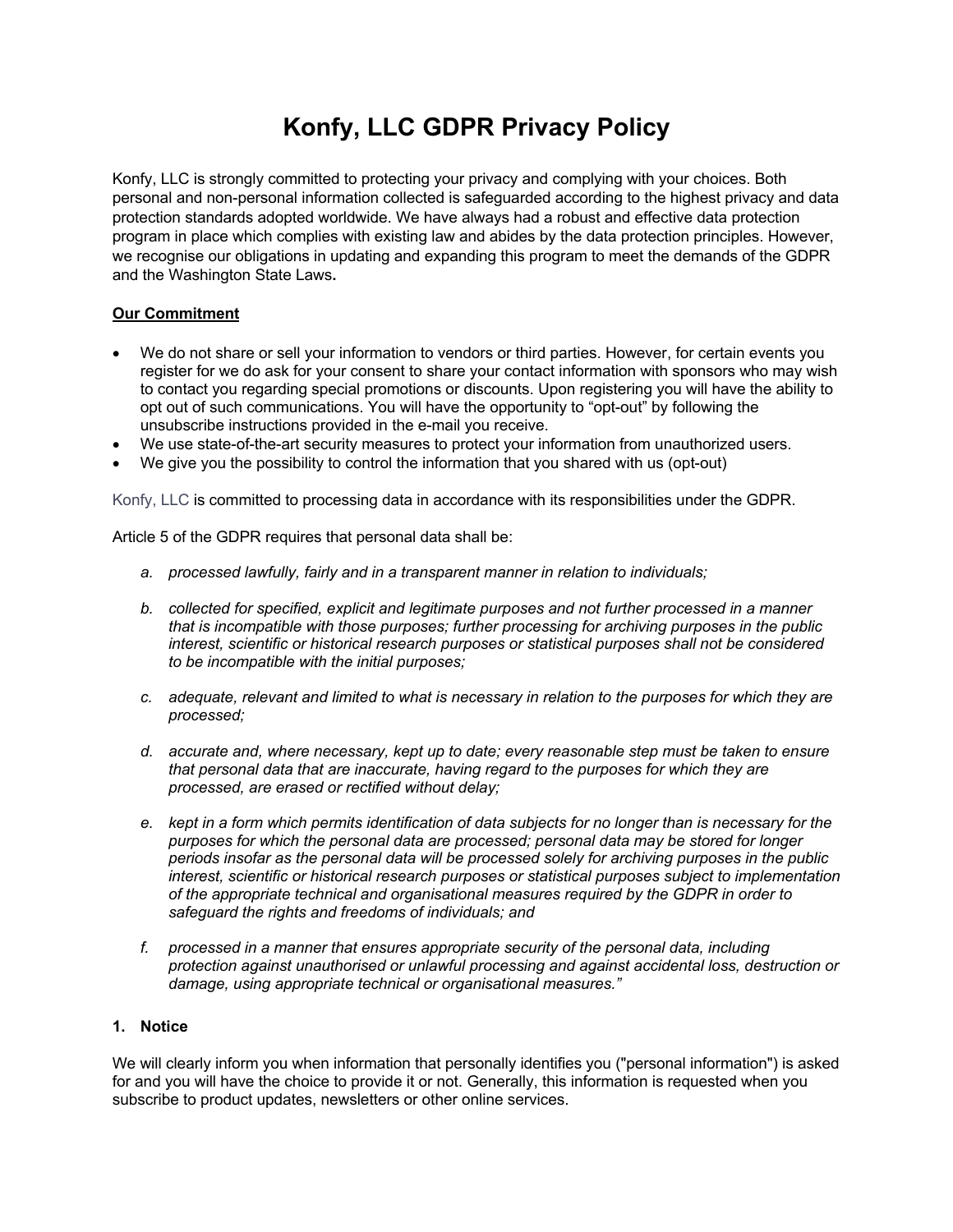# Konfy, LLC GDPR Privacy Policy

Konfy, LLC is strongly committed to protecting your privacy and complying with your choices. Both personal and non-personal information collected is safeguarded according to the highest privacy and data protection standards adopted worldwide. We have always had a robust and effective data protection program in place which complies with existing law and abides by the data protection principles. However, we recognise our obligations in updating and expanding this program to meet the demands of the GDPR and the Washington State Laws**.**

**Our Commitment**

- We do not share or sell your information to vendors or third parties. However, for certain events you register for we do ask for your consent to share your contact information with sponsors who may wish to contact you regarding special promotions or discounts. Upon registering you will have the ability to opt out of such communications. You will have the opportunity to "opt-out" by following the unsubscribe instructions provided in the e-mail you receive.
- We use state-of-the-art security measures to protect your information from unauthorized users.
- We give you the possibility to control the information that you shared with us (opt-out)

Konfy, LLC is committed to processing data in accordance with its responsibilities under the GDPR.

Article 5 of the GDPR requires that personal data shall be:

a. *processed lawfully, fairly and in a transparent manner in relation to individuals;*

b. *collected for specified, explicit and legitimate purposes and not further processed in a manner that is incompatible with those purposes; further processing for archiving purposes in the public interest, scientific or historical research purposes or statistical purposes shall not be considered to be incompatible with the initial purposes;*

c. *adequate, relevant and limited to what is necessary in relation to the purposes for which they are processed;*

d. *accurate and, where necessary, kept up to date; every reasonable step must be taken to ensure that personal data that are inaccurate, having regard to the purposes for which they are processed, are erased or rectified without delay;*

e. *kept in a form which permits identification of data subjects for no longer than is necessary for the purposes for which the personal data are processed; personal data may be stored for longer periods insofar as the personal data will be processed solely for archiving purposes in the public interest, scientific or historical research purposes or statistical purposes subject to implementation of the appropriate technical and organisational measures required by the GDPR in order to safeguard the rights and freedoms of individuals; and*

f. *processed in a manner that ensures appropriate security of the personal data, including protection against unauthorised or unlawful processing and against accidental loss, destruction or damage, using appropriate technical or organisational measures."*

**1. Notice**

We will clearly inform you when information that personally identifies you ("personal information") is asked for and you will have the choice to provide it or not. Generally, this information is requested when you subscribe to product updates, newsletters or other online services.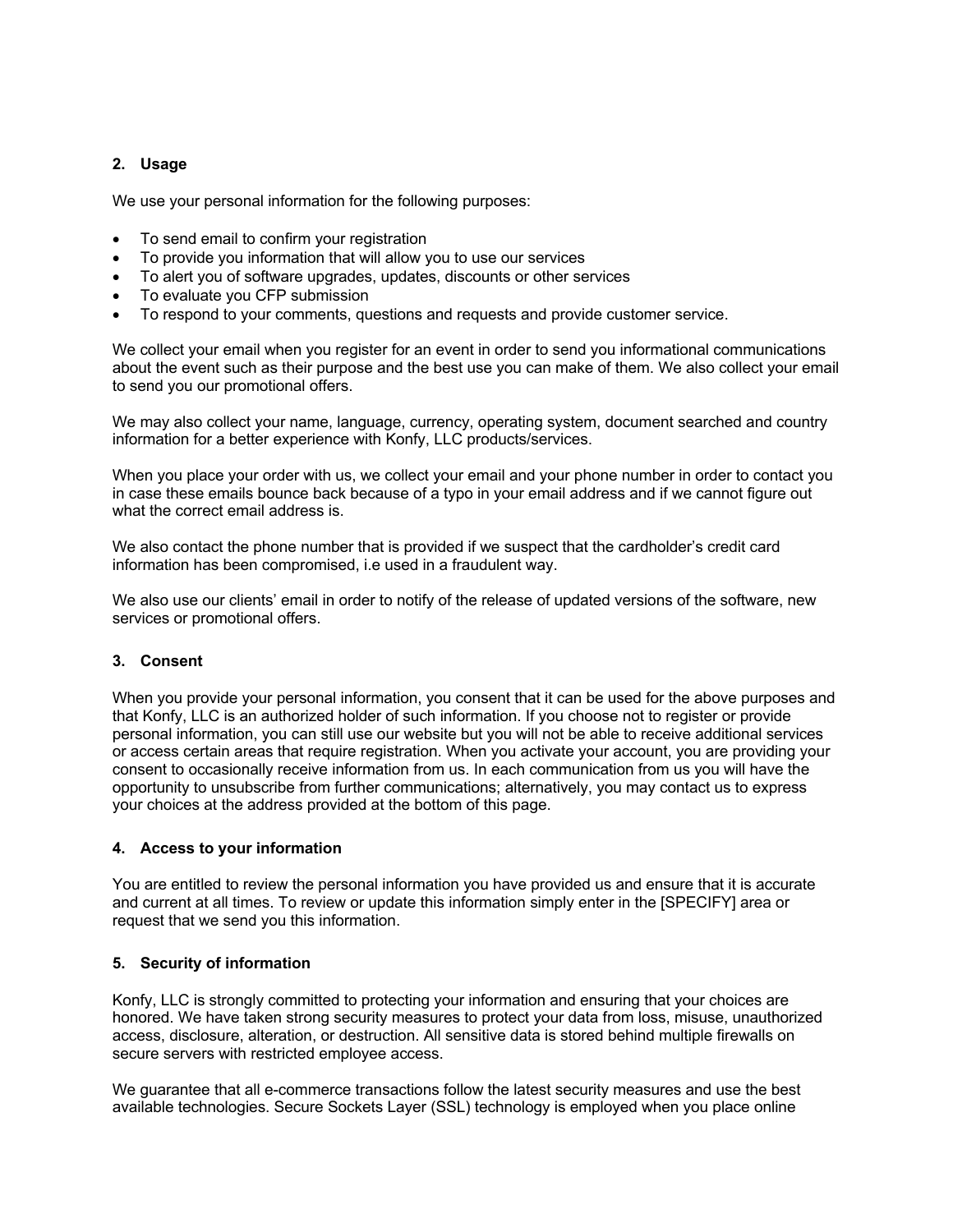**2. Usage**

We use your personal information for the following purposes:

- To send email to confirm your registration
- To provide you information that will allow you to use our services
- To alert you of software upgrades, updates, discounts or other services
- To evaluate you CFP submission
- To respond to your comments, questions and requests and provide customer service.

We collect your email when you register for an event in order to send you informational communications about the event such as their purpose and the best use you can make of them. We also collect your email to send you our promotional offers.

We may also collect your name, language, currency, operating system, document searched and country information for a better experience with Konfy, LLC products/services.

When you place your order with us, we collect your email and your phone number in order to contact you in case these emails bounce back because of a typo in your email address and if we cannot figure out what the correct email address is.

We also contact the phone number that is provided if we suspect that the cardholder's credit card information has been compromised, i.e used in a fraudulent way.

We also use our clients' email in order to notify of the release of updated versions of the software, new services or promotional offers.

**3. Consent**

When you provide your personal information, you consent that it can be used for the above purposes and that Konfy, LLC is an authorized holder of such information. If you choose not to register or provide personal information, you can still use our website but you will not be able to receive additional services or access certain areas that require registration. When you activate your account, you are providing your consent to occasionally receive information from us. In each communication from us you will have the opportunity to unsubscribe from further communications; alternatively, you may contact us to express your choices at the address provided at the bottom of this page.

**4. Access to your information**

You are entitled to review the personal information you have provided us and ensure that it is accurate and current at all times. To review or update this information simply enter in the [SPECIFY] area or request that we send you this information.

**5. Security of information**

Konfy, LLC is strongly committed to protecting your information and ensuring that your choices are honored. We have taken strong security measures to protect your data from loss, misuse, unauthorized access, disclosure, alteration, or destruction. All sensitive data is stored behind multiple firewalls on secure servers with restricted employee access.

We guarantee that all e-commerce transactions follow the latest security measures and use the best available technologies. Secure Sockets Layer (SSL) technology is employed when you place online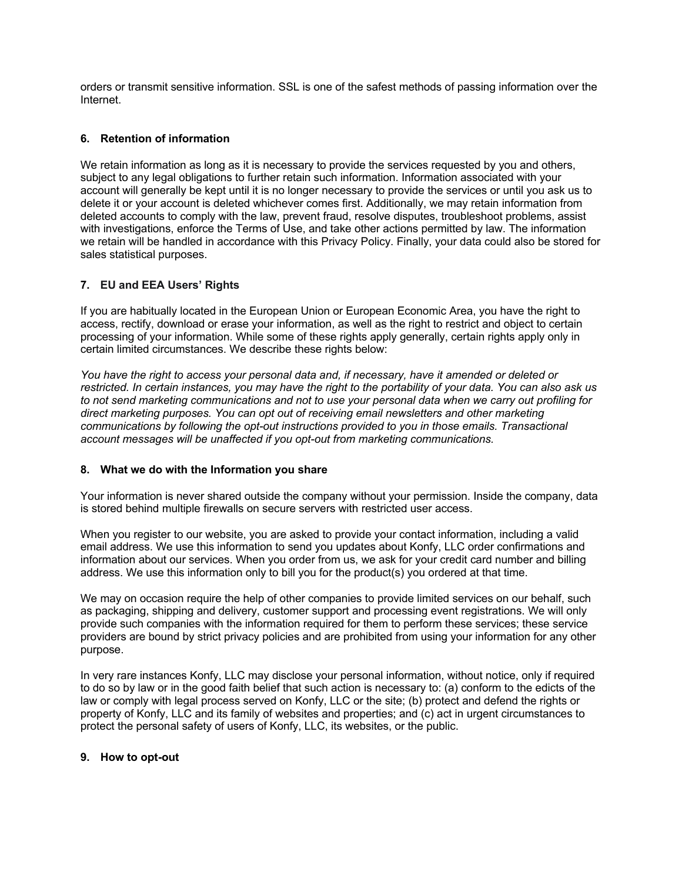orders or transmit sensitive information. SSL is one of the safest methods of passing information over the Internet.

### 6. Retention of information

We retain information as long as it is necessary to provide the services requested by you and others, subject to any legal obligations to further retain such information. Information associated with your account will generally be kept until it is no longer necessary to provide the services or until you ask us to delete it or your account is deleted whichever comes first. Additionally, we may retain information from deleted accounts to comply with the law, prevent fraud, resolve disputes, troubleshoot problems, assist with investigations, enforce the Terms of Use, and take other actions permitted by law. The information we retain will be handled in accordance with this Privacy Policy. Finally, your data could also be stored for sales statistical purposes.

### 7. EU and EEA Users' Rights

If you are habitually located in the European Union or European Economic Area, you have the right to access, rectify, download or erase your information, as well as the right to restrict and object to certain processing of your information. While some of these rights apply generally, certain rights apply only in certain limited circumstances. We describe these rights below:

*You have the right to access your personal data and, if necessary, have it amended or deleted or restricted. In certain instances, you may have the right to the portability of your data. You can also ask us to not send marketing communications and not to use your personal data when we carry out profiling for direct marketing purposes. You can opt out of receiving email newsletters and other marketing communications by following the opt-out instructions provided to you in those emails. Transactional account messages will be unaffected if you opt-out from marketing communications.*

### 8. What we do with the Information you share

Your information is never shared outside the company without your permission. Inside the company, data is stored behind multiple firewalls on secure servers with restricted user access.

When you register to our website, you are asked to provide your contact information, including a valid email address. We use this information to send you updates about Konfy, LLC order confirmations and information about our services. When you order from us, we ask for your credit card number and billing address. We use this information only to bill you for the product(s) you ordered at that time.

We may on occasion require the help of other companies to provide limited services on our behalf, such as packaging, shipping and delivery, customer support and processing event registrations. We will only provide such companies with the information required for them to perform these services; these service providers are bound by strict privacy policies and are prohibited from using your information for any other purpose.

In very rare instances Konfy, LLC may disclose your personal information, without notice, only if required to do so by law or in the good faith belief that such action is necessary to: (a) conform to the edicts of the law or comply with legal process served on Konfy, LLC or the site; (b) protect and defend the rights or property of Konfy, LLC and its family of websites and properties; and (c) act in urgent circumstances to protect the personal safety of users of Konfy, LLC, its websites, or the public.

### 9. How to opt-out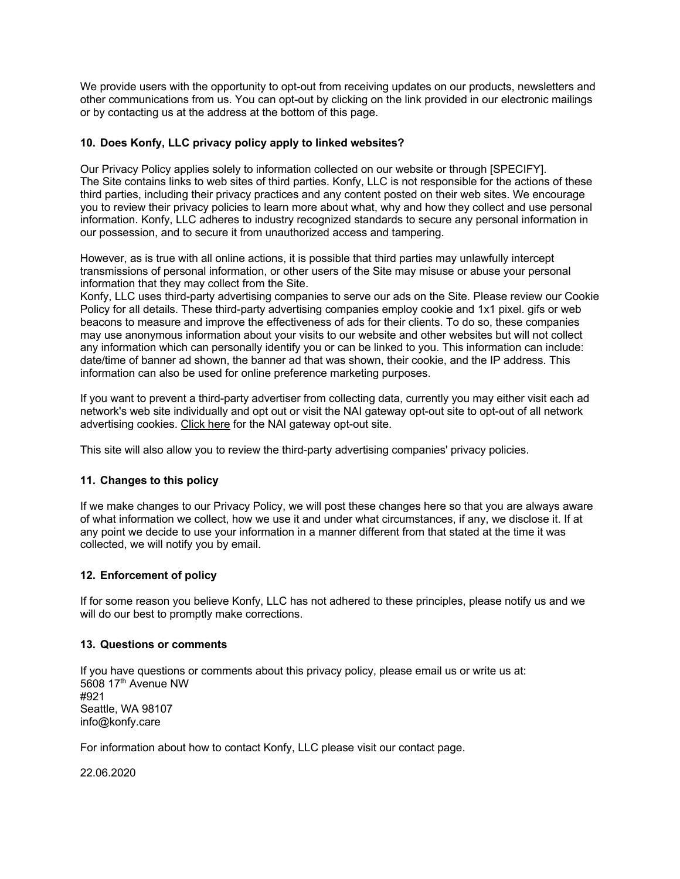We provide users with the opportunity to opt-out from receiving updates on our products, newsletters and other communications from us. You can opt-out by clicking on the link provided in our electronic mailings or by contacting us at the address at the bottom of this page.

### 10. Does Konfy, LLC privacy policy apply to linked websites?

Our Privacy Policy applies solely to information collected on our website or through [SPECIFY].
The Site contains links to web sites of third parties. Konfy, LLC is not responsible for the actions of these third parties, including their privacy practices and any content posted on their web sites. We encourage you to review their privacy policies to learn more about what, why and how they collect and use personal information. Konfy, LLC adheres to industry recognized standards to secure any personal information in our possession, and to secure it from unauthorized access and tampering.

However, as is true with all online actions, it is possible that third parties may unlawfully intercept transmissions of personal information, or other users of the Site may misuse or abuse your personal information that they may collect from the Site.
Konfy, LLC uses third-party advertising companies to serve our ads on the Site. Please review our Cookie Policy for all details. These third-party advertising companies employ cookie and 1x1 pixel. gifs or web beacons to measure and improve the effectiveness of ads for their clients. To do so, these companies may use anonymous information about your visits to our website and other websites but will not collect any information which can personally identify you or can be linked to you. This information can include: date/time of banner ad shown, the banner ad that was shown, their cookie, and the IP address. This information can also be used for online preference marketing purposes.

If you want to prevent a third-party advertiser from collecting data, currently you may either visit each ad network's web site individually and opt out or visit the NAI gateway opt-out site to opt-out of all network advertising cookies. Click here for the NAI gateway opt-out site.

This site will also allow you to review the third-party advertising companies' privacy policies.

### 11. Changes to this policy

If we make changes to our Privacy Policy, we will post these changes here so that you are always aware of what information we collect, how we use it and under what circumstances, if any, we disclose it. If at any point we decide to use your information in a manner different from that stated at the time it was collected, we will notify you by email.

### 12. Enforcement of policy

If for some reason you believe Konfy, LLC has not adhered to these principles, please notify us and we will do our best to promptly make corrections.

### 13. Questions or comments

If you have questions or comments about this privacy policy, please email us or write us at:
5608 17th Avenue NW
#921
Seattle, WA 98107
info@konfy.care

For information about how to contact Konfy, LLC please visit our contact page.

22.06.2020